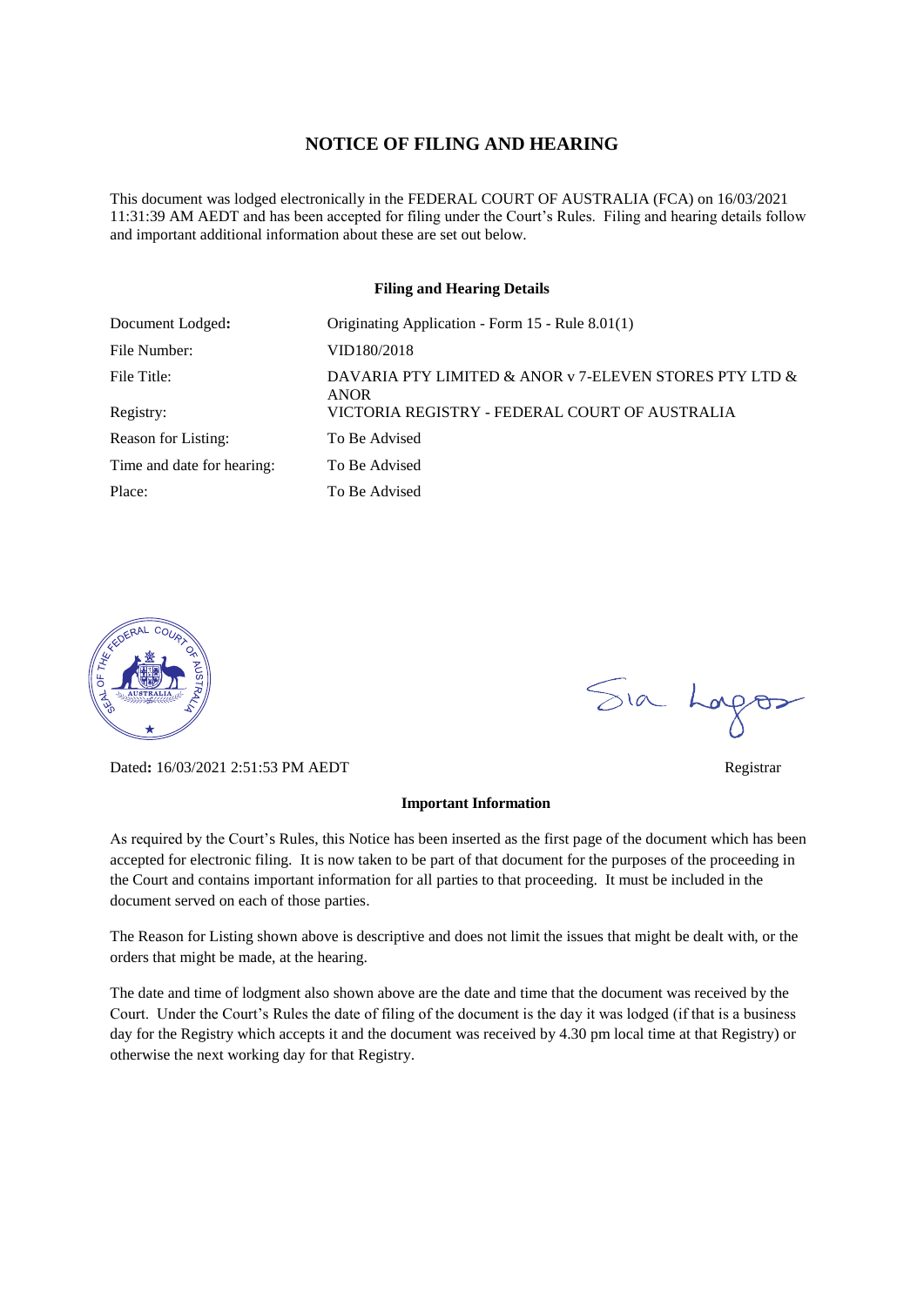# NOTICE OF FILING AND HEARING

This document was lodged electronically in the FEDERAL COURT OF AUSTRALIA (FCA) on 16/03/2021 11:31:39 AM AEDT and has been accepted for filing under the Court's Rules. Filing and hearing details follow and important additional information about these are set out below.

## Filing and Hearing Details

| | |
|---|---|
| Document Lodged: | Originating Application - Form 15 - Rule 8.01(1) |
| File Number: | VID180/2018 |
| File Title: | DAVARIA PTY LIMITED & ANOR v 7-ELEVEN STORES PTY LTD & ANOR |
| Registry: | VICTORIA REGISTRY - FEDERAL COURT OF AUSTRALIA |
| Reason for Listing: | To Be Advised |
| Time and date for hearing: | To Be Advised |
| Place: | To Be Advised |

Dated: 16/03/2021 2:51:53 PM AEDT

Registrar

## Important Information

As required by the Court's Rules, this Notice has been inserted as the first page of the document which has been accepted for electronic filing. It is now taken to be part of that document for the purposes of the proceeding in the Court and contains important information for all parties to that proceeding. It must be included in the document served on each of those parties.

The Reason for Listing shown above is descriptive and does not limit the issues that might be dealt with, or the orders that might be made, at the hearing.

The date and time of lodgment also shown above are the date and time that the document was received by the Court. Under the Court's Rules the date of filing of the document is the day it was lodged (if that is a business day for the Registry which accepts it and the document was received by 4.30 pm local time at that Registry) or otherwise the next working day for that Registry.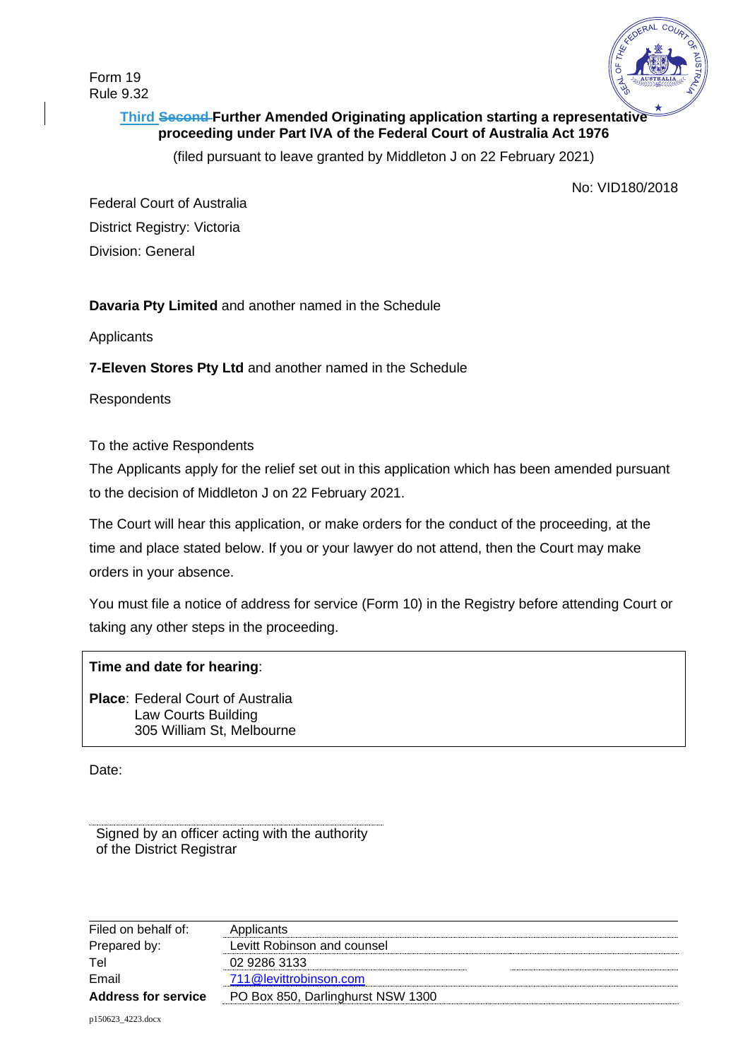Form 19
Rule 9.32

**Third ~~Second~~ Further Amended Originating application starting a representative proceeding under Part IVA of the Federal Court of Australia Act 1976**

(filed pursuant to leave granted by Middleton J on 22 February 2021)

No: VID180/2018

Federal Court of Australia

District Registry: Victoria

Division: General

**Davaria Pty Limited** and another named in the Schedule

Applicants

**7-Eleven Stores Pty Ltd** and another named in the Schedule

Respondents

To the active Respondents

The Applicants apply for the relief set out in this application which has been amended pursuant to the decision of Middleton J on 22 February 2021.

The Court will hear this application, or make orders for the conduct of the proceeding, at the time and place stated below. If you or your lawyer do not attend, then the Court may make orders in your absence.

You must file a notice of address for service (Form 10) in the Registry before attending Court or taking any other steps in the proceeding.

**Time and date for hearing**:

**Place**: Federal Court of Australia
Law Courts Building
305 William St, Melbourne

Date:

Signed by an officer acting with the authority of the District Registrar

| | |
|---|---|
| Filed on behalf of: | Applicants |
| Prepared by: | Levitt Robinson and counsel |
| Tel | 02 9286 3133 |
| Email | 711@levittrobinson.com |
| **Address for service** | PO Box 850, Darlinghurst NSW 1300 |

p150623_4223.docx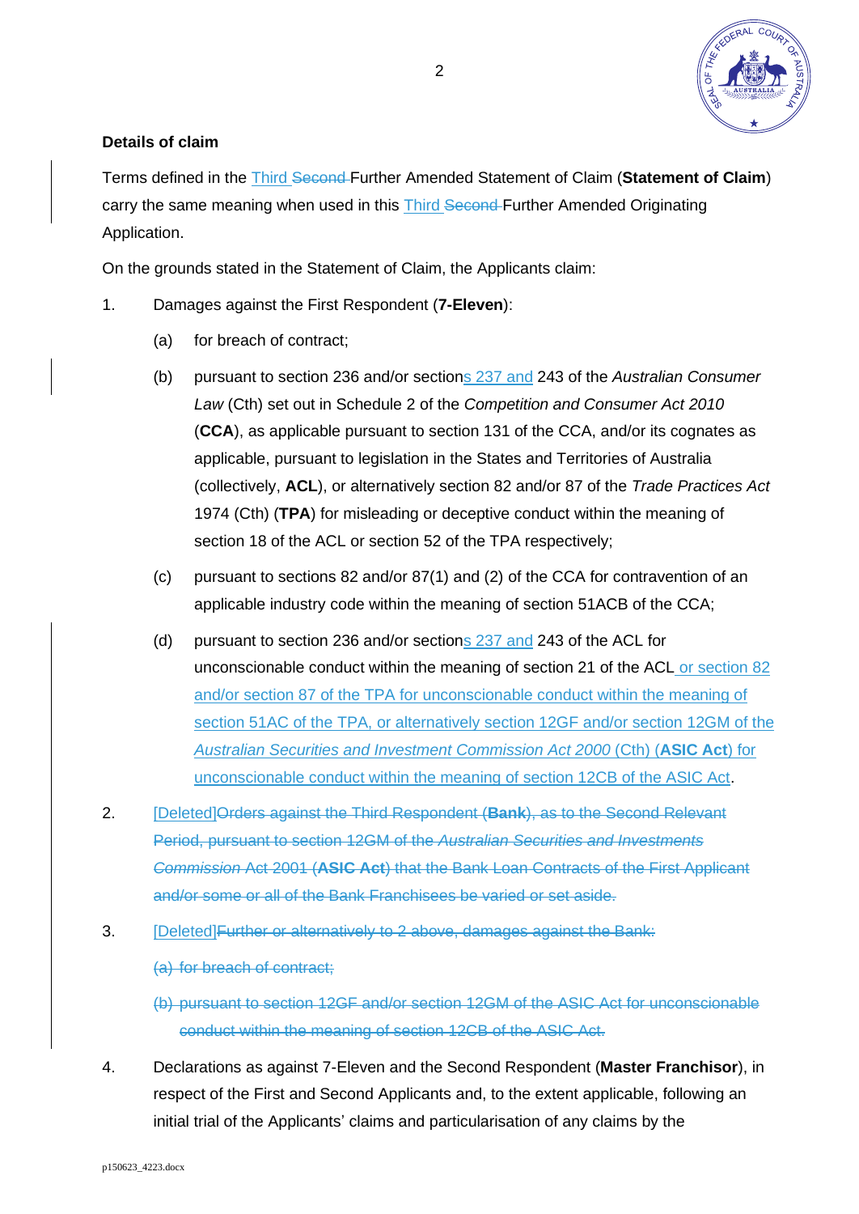**Details of claim**

Terms defined in the Third ~~Second~~ Further Amended Statement of Claim (**Statement of Claim**) carry the same meaning when used in this Third ~~Second~~ Further Amended Originating Application.

On the grounds stated in the Statement of Claim, the Applicants claim:

1. Damages against the First Respondent (**7-Eleven**):

   (a) for breach of contract;

   (b) pursuant to section 236 and/or sections 237 and 243 of the *Australian Consumer Law* (Cth) set out in Schedule 2 of the *Competition and Consumer Act 2010* (**CCA**), as applicable pursuant to section 131 of the CCA, and/or its cognates as applicable, pursuant to legislation in the States and Territories of Australia (collectively, **ACL**), or alternatively section 82 and/or 87 of the *Trade Practices Act* 1974 (Cth) (**TPA**) for misleading or deceptive conduct within the meaning of section 18 of the ACL or section 52 of the TPA respectively;

   (c) pursuant to sections 82 and/or 87(1) and (2) of the CCA for contravention of an applicable industry code within the meaning of section 51ACB of the CCA;

   (d) pursuant to section 236 and/or sections 237 and 243 of the ACL for unconscionable conduct within the meaning of section 21 of the ACL or section 82 and/or section 87 of the TPA for unconscionable conduct within the meaning of section 51AC of the TPA, or alternatively section 12GF and/or section 12GM of the *Australian Securities and Investment Commission Act 2000* (Cth) (**ASIC Act**) for unconscionable conduct within the meaning of section 12CB of the ASIC Act.

2. [Deleted]~~Orders against the Third Respondent (**Bank**), as to the Second Relevant Period, pursuant to section 12GM of the *Australian Securities and Investments Commission* Act 2001 (**ASIC Act**) that the Bank Loan Contracts of the First Applicant and/or some or all of the Bank Franchisees be varied or set aside.~~

3. [Deleted]~~Further or alternatively to 2 above, damages against the Bank:~~

   ~~(a) for breach of contract;~~

   ~~(b) pursuant to section 12GF and/or section 12GM of the ASIC Act for unconscionable conduct within the meaning of section 12CB of the ASIC Act.~~

4. Declarations as against 7-Eleven and the Second Respondent (**Master Franchisor**), in respect of the First and Second Applicants and, to the extent applicable, following an initial trial of the Applicants' claims and particularisation of any claims by the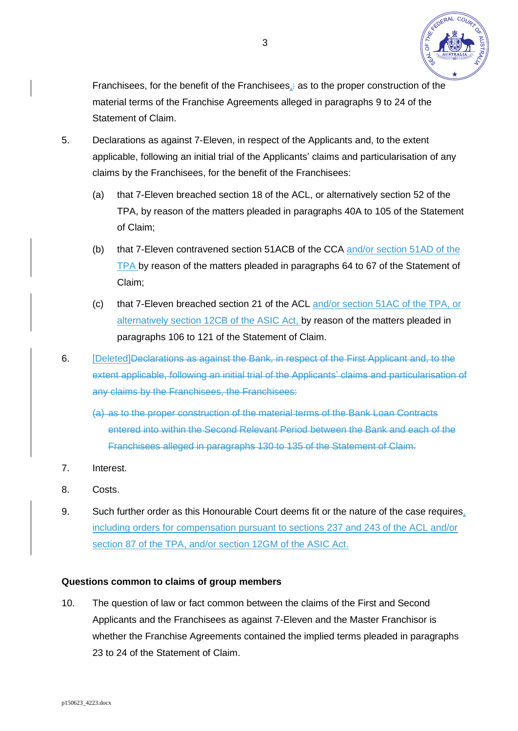Franchisees, for the benefit of the Franchisees, ~~:~~ as to the proper construction of the material terms of the Franchise Agreements alleged in paragraphs 9 to 24 of the Statement of Claim.

5. Declarations as against 7-Eleven, in respect of the Applicants and, to the extent applicable, following an initial trial of the Applicants' claims and particularisation of any claims by the Franchisees, for the benefit of the Franchisees:

   (a) that 7-Eleven breached section 18 of the ACL, or alternatively section 52 of the TPA, by reason of the matters pleaded in paragraphs 40A to 105 of the Statement of Claim;

   (b) that 7-Eleven contravened section 51ACB of the CCA and/or section 51AD of the TPA by reason of the matters pleaded in paragraphs 64 to 67 of the Statement of Claim;

   (c) that 7-Eleven breached section 21 of the ACL and/or section 51AC of the TPA, or alternatively section 12CB of the ASIC Act, by reason of the matters pleaded in paragraphs 106 to 121 of the Statement of Claim.

6. [Deleted]~~Declarations as against the Bank, in respect of the First Applicant and, to the extent applicable, following an initial trial of the Applicants' claims and particularisation of any claims by the Franchisees, the Franchisees:~~

   ~~(a) as to the proper construction of the material terms of the Bank Loan Contracts entered into within the Second Relevant Period between the Bank and each of the Franchisees alleged in paragraphs 130 to 135 of the Statement of Claim.~~

7. Interest.

8. Costs.

9. Such further order as this Honourable Court deems fit or the nature of the case requires, including orders for compensation pursuant to sections 237 and 243 of the ACL and/or section 87 of the TPA, and/or section 12GM of the ASIC Act.

**Questions common to claims of group members**

10. The question of law or fact common between the claims of the First and Second Applicants and the Franchisees as against 7-Eleven and the Master Franchisor is whether the Franchise Agreements contained the implied terms pleaded in paragraphs 23 to 24 of the Statement of Claim.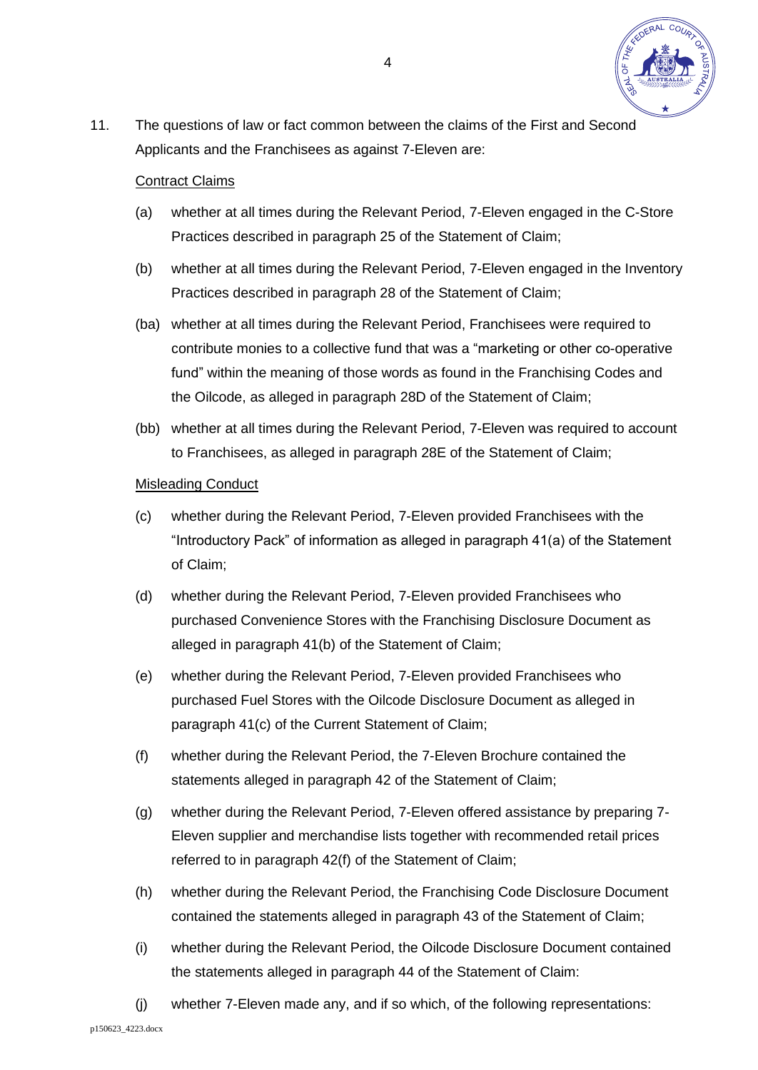11. The questions of law or fact common between the claims of the First and Second Applicants and the Franchisees as against 7-Eleven are:

<u>Contract Claims</u>

(a) whether at all times during the Relevant Period, 7-Eleven engaged in the C-Store Practices described in paragraph 25 of the Statement of Claim;

(b) whether at all times during the Relevant Period, 7-Eleven engaged in the Inventory Practices described in paragraph 28 of the Statement of Claim;

(ba) whether at all times during the Relevant Period, Franchisees were required to contribute monies to a collective fund that was a "marketing or other co-operative fund" within the meaning of those words as found in the Franchising Codes and the Oilcode, as alleged in paragraph 28D of the Statement of Claim;

(bb) whether at all times during the Relevant Period, 7-Eleven was required to account to Franchisees, as alleged in paragraph 28E of the Statement of Claim;

<u>Misleading Conduct</u>

(c) whether during the Relevant Period, 7-Eleven provided Franchisees with the "Introductory Pack" of information as alleged in paragraph 41(a) of the Statement of Claim;

(d) whether during the Relevant Period, 7-Eleven provided Franchisees who purchased Convenience Stores with the Franchising Disclosure Document as alleged in paragraph 41(b) of the Statement of Claim;

(e) whether during the Relevant Period, 7-Eleven provided Franchisees who purchased Fuel Stores with the Oilcode Disclosure Document as alleged in paragraph 41(c) of the Current Statement of Claim;

(f) whether during the Relevant Period, the 7-Eleven Brochure contained the statements alleged in paragraph 42 of the Statement of Claim;

(g) whether during the Relevant Period, 7-Eleven offered assistance by preparing 7-Eleven supplier and merchandise lists together with recommended retail prices referred to in paragraph 42(f) of the Statement of Claim;

(h) whether during the Relevant Period, the Franchising Code Disclosure Document contained the statements alleged in paragraph 43 of the Statement of Claim;

(i) whether during the Relevant Period, the Oilcode Disclosure Document contained the statements alleged in paragraph 44 of the Statement of Claim:

(j) whether 7-Eleven made any, and if so which, of the following representations: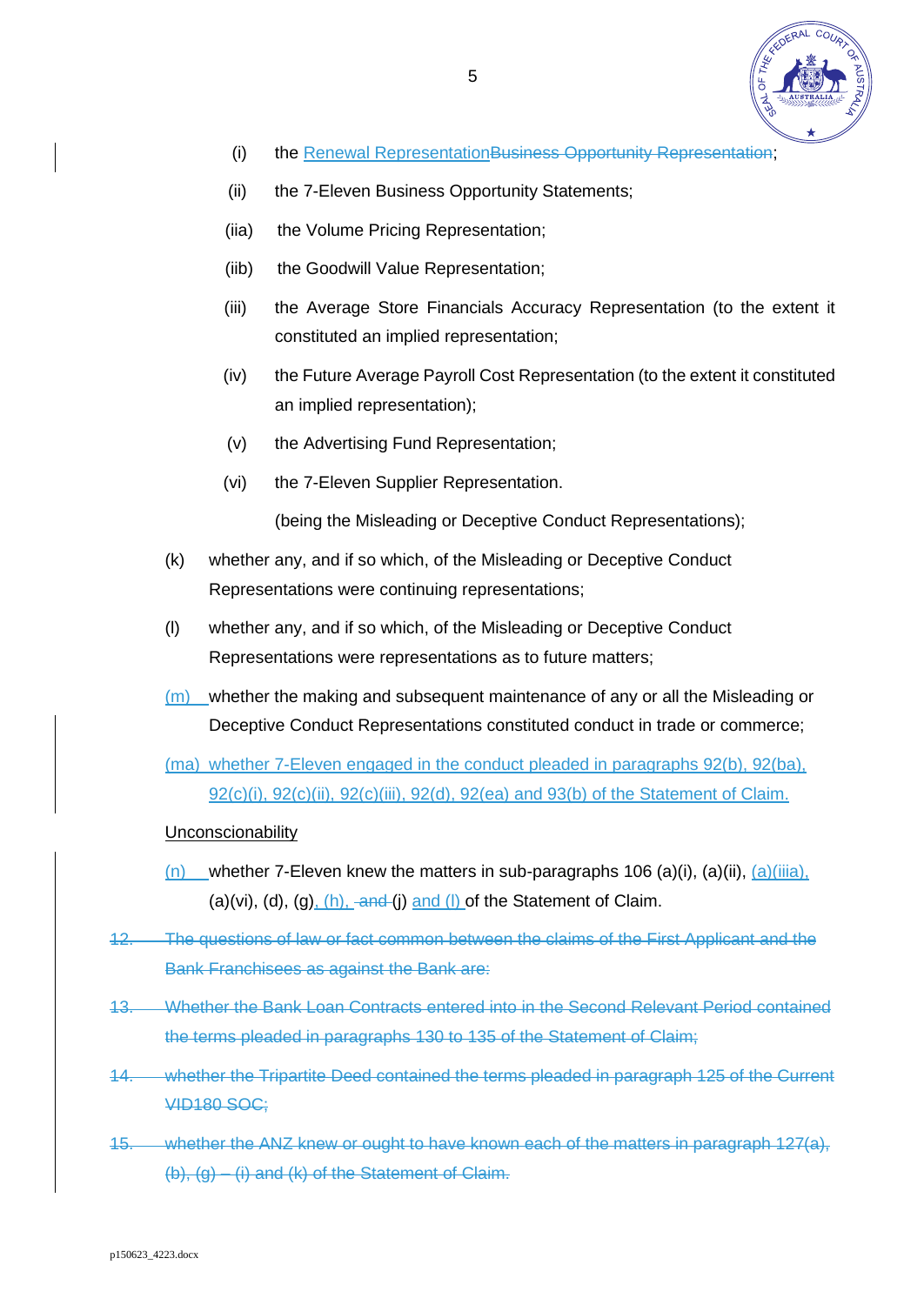(i) the Renewal RepresentationBusiness Opportunity Representation;

(ii) the 7-Eleven Business Opportunity Statements;

(iia) the Volume Pricing Representation;

(iib) the Goodwill Value Representation;

(iii) the Average Store Financials Accuracy Representation (to the extent it constituted an implied representation;

(iv) the Future Average Payroll Cost Representation (to the extent it constituted an implied representation);

(v) the Advertising Fund Representation;

(vi) the 7-Eleven Supplier Representation.

(being the Misleading or Deceptive Conduct Representations);

(k) whether any, and if so which, of the Misleading or Deceptive Conduct Representations were continuing representations;

(l) whether any, and if so which, of the Misleading or Deceptive Conduct Representations were representations as to future matters;

(m) whether the making and subsequent maintenance of any or all the Misleading or Deceptive Conduct Representations constituted conduct in trade or commerce;

(ma) whether 7-Eleven engaged in the conduct pleaded in paragraphs 92(b), 92(ba), 92(c)(i), 92(c)(ii), 92(c)(iii), 92(d), 92(ea) and 93(b) of the Statement of Claim.

Unconscionability

(n) whether 7-Eleven knew the matters in sub-paragraphs 106 (a)(i), (a)(ii), (a)(iiia), (a)(vi), (d), (g), (h), and (j) and (l) of the Statement of Claim.

~~12. The questions of law or fact common between the claims of the First Applicant and the Bank Franchisees as against the Bank are:~~

~~13. Whether the Bank Loan Contracts entered into in the Second Relevant Period contained the terms pleaded in paragraphs 130 to 135 of the Statement of Claim;~~

~~14. whether the Tripartite Deed contained the terms pleaded in paragraph 125 of the Current VID180 SOC;~~

~~15. whether the ANZ knew or ought to have known each of the matters in paragraph 127(a), (b), (g) – (i) and (k) of the Statement of Claim.~~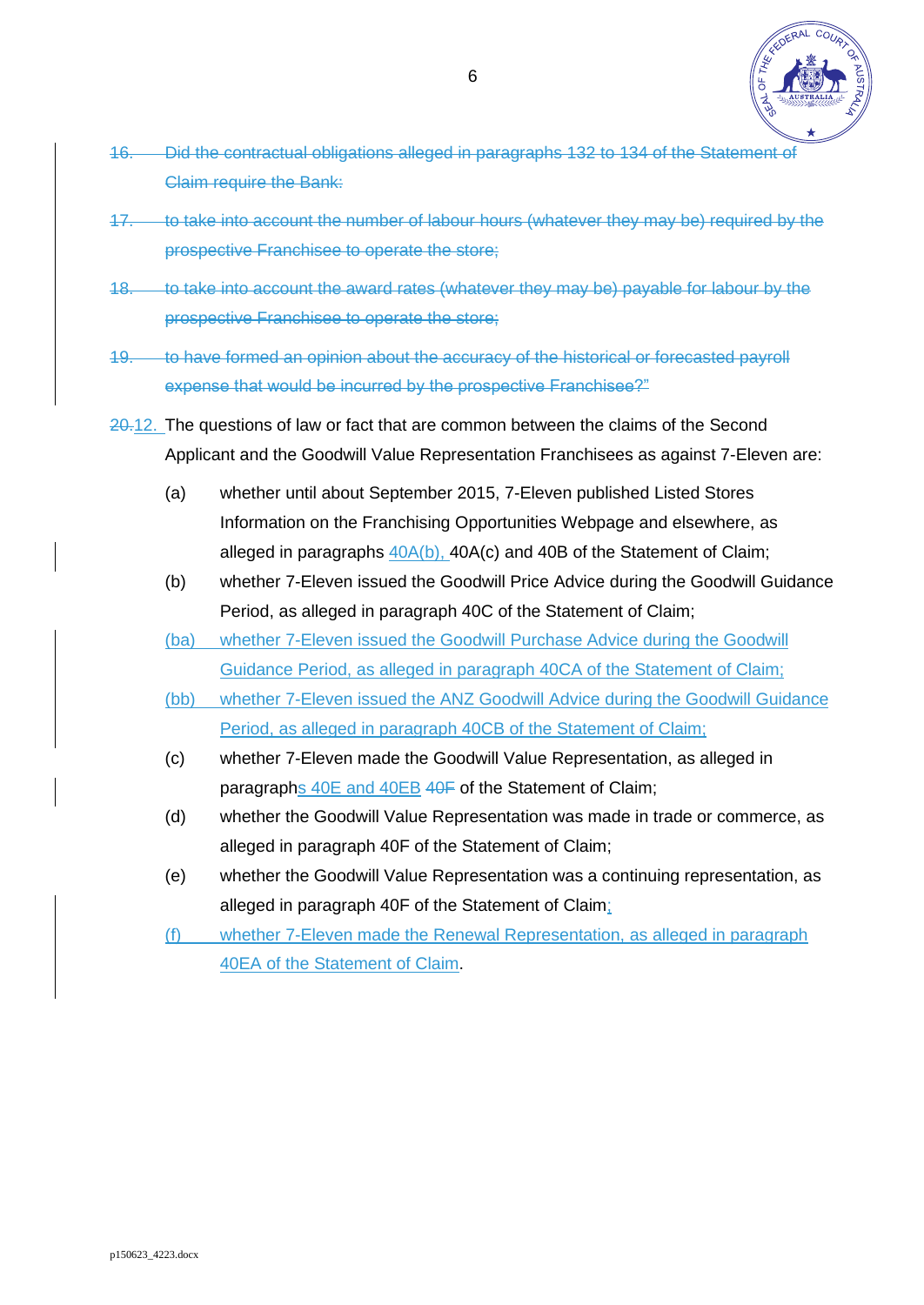~~16. Did the contractual obligations alleged in paragraphs 132 to 134 of the Statement of Claim require the Bank:~~

~~17. to take into account the number of labour hours (whatever they may be) required by the prospective Franchisee to operate the store;~~

~~18. to take into account the award rates (whatever they may be) payable for labour by the prospective Franchisee to operate the store;~~

~~19. to have formed an opinion about the accuracy of the historical or forecasted payroll expense that would be incurred by the prospective Franchisee?"~~

~~20.~~12. The questions of law or fact that are common between the claims of the Second Applicant and the Goodwill Value Representation Franchisees as against 7-Eleven are:

(a) whether until about September 2015, 7-Eleven published Listed Stores Information on the Franchising Opportunities Webpage and elsewhere, as alleged in paragraphs 40A(b), 40A(c) and 40B of the Statement of Claim;

(b) whether 7-Eleven issued the Goodwill Price Advice during the Goodwill Guidance Period, as alleged in paragraph 40C of the Statement of Claim;

(ba) whether 7-Eleven issued the Goodwill Purchase Advice during the Goodwill Guidance Period, as alleged in paragraph 40CA of the Statement of Claim;

(bb) whether 7-Eleven issued the ANZ Goodwill Advice during the Goodwill Guidance Period, as alleged in paragraph 40CB of the Statement of Claim;

(c) whether 7-Eleven made the Goodwill Value Representation, as alleged in paragraphs 40E and 40EB ~~40F~~ of the Statement of Claim;

(d) whether the Goodwill Value Representation was made in trade or commerce, as alleged in paragraph 40F of the Statement of Claim;

(e) whether the Goodwill Value Representation was a continuing representation, as alleged in paragraph 40F of the Statement of Claim;

(f) whether 7-Eleven made the Renewal Representation, as alleged in paragraph 40EA of the Statement of Claim.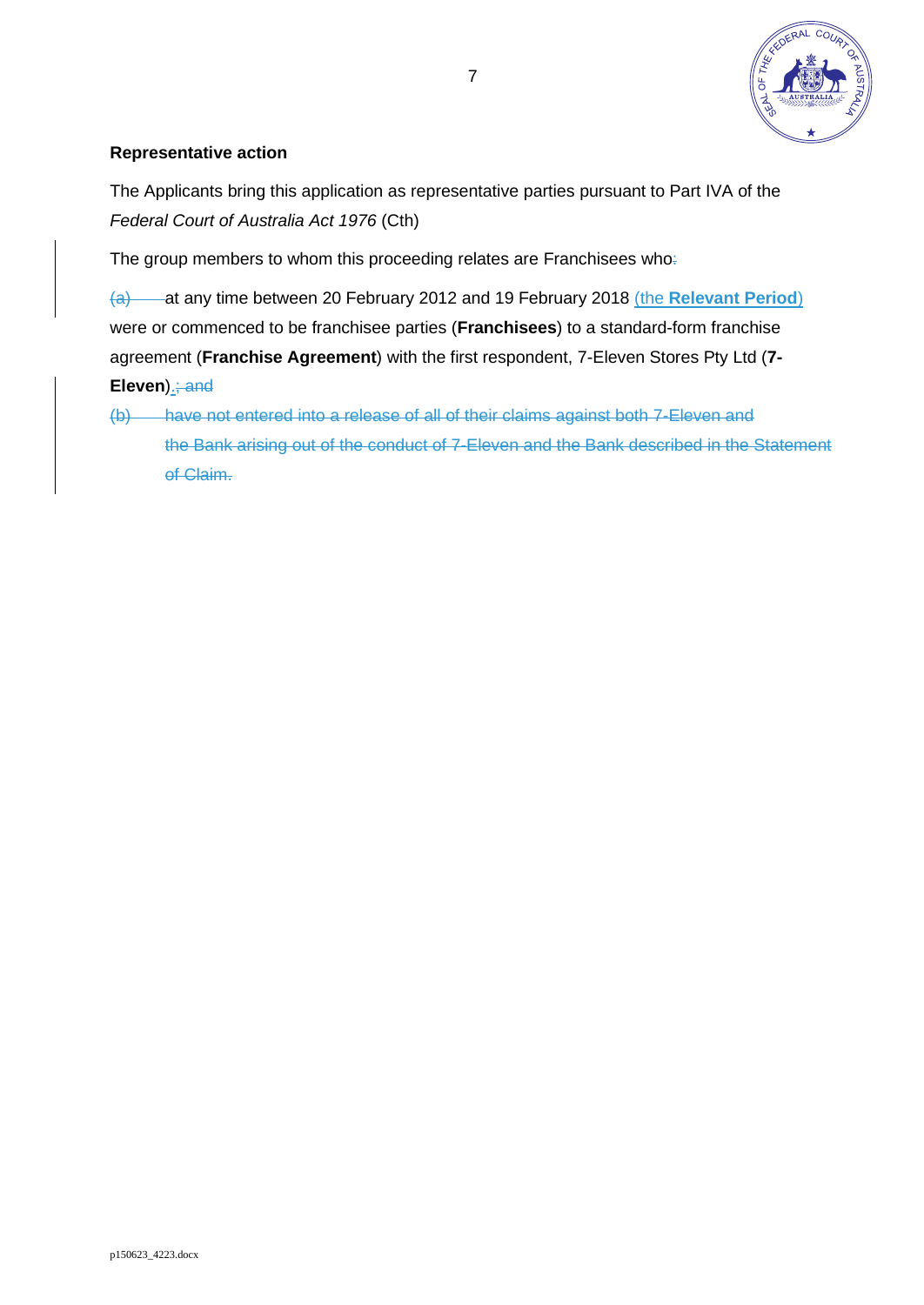**Representative action**

The Applicants bring this application as representative parties pursuant to Part IVA of the *Federal Court of Australia Act 1976* (Cth)

The group members to whom this proceeding relates are Franchisees who~~:~~

~~(a)~~ at any time between 20 February 2012 and 19 February 2018 (the **Relevant Period**) were or commenced to be franchisee parties (**Franchisees**) to a standard-form franchise agreement (**Franchise Agreement**) with the first respondent, 7-Eleven Stores Pty Ltd (**7-Eleven**).~~; and~~

~~(b) have not entered into a release of all of their claims against both 7-Eleven and the Bank arising out of the conduct of 7-Eleven and the Bank described in the Statement of Claim.~~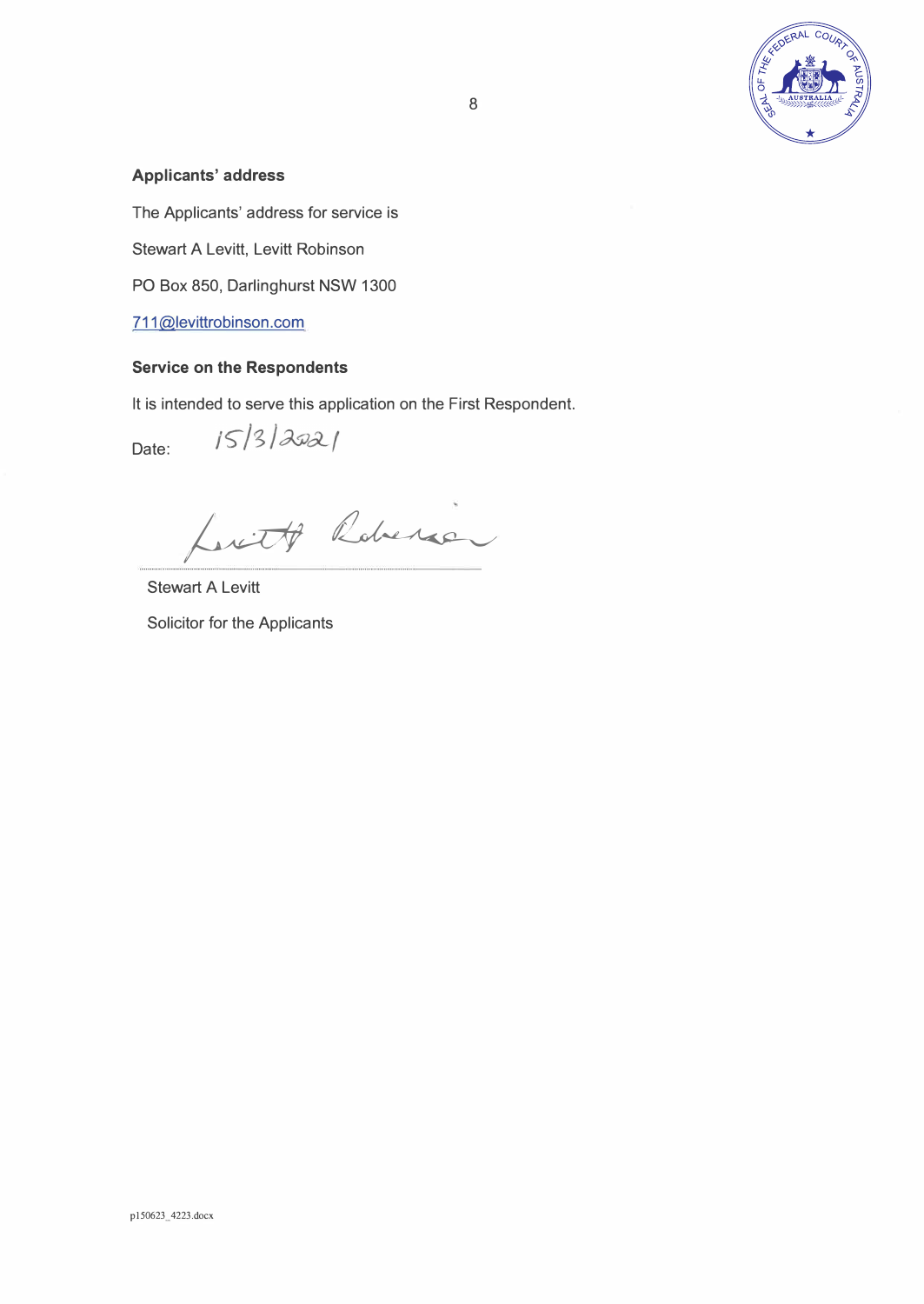**Applicants' address**

The Applicants' address for service is

Stewart A Levitt, Levitt Robinson

PO Box 850, Darlinghurst NSW 1300

711@levittrobinson.com

**Service on the Respondents**

It is intended to serve this application on the First Respondent.

Date: 15/3/2021

Levitt Robinson

Stewart A Levitt

Solicitor for the Applicants

p150623_4223.docx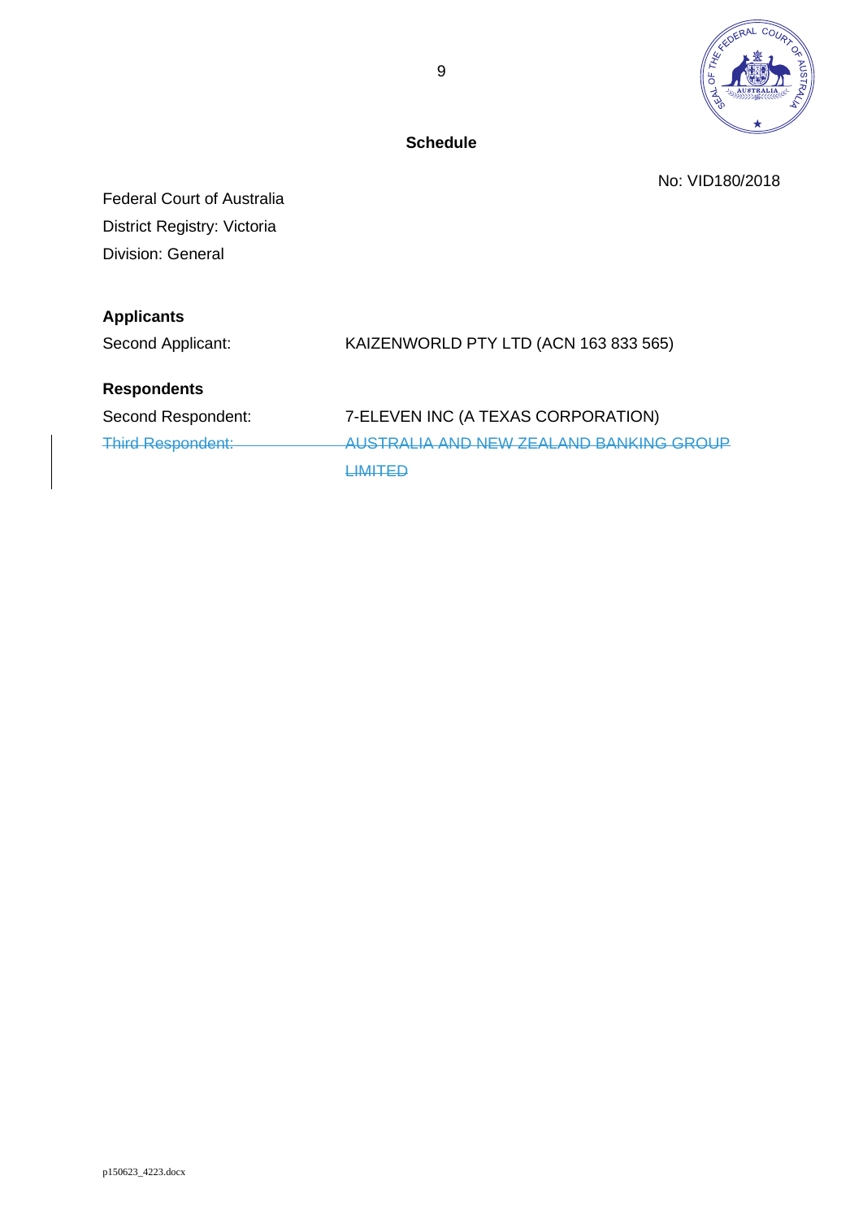**Schedule**

No: VID180/2018

Federal Court of Australia
District Registry: Victoria
Division: General

**Applicants**

| | |
|---|---|
| Second Applicant: | KAIZENWORLD PTY LTD (ACN 163 833 565) |

**Respondents**

| | |
|---|---|
| Second Respondent: | 7-ELEVEN INC (A TEXAS CORPORATION) |
| ~~Third Respondent:~~ | ~~AUSTRALIA AND NEW ZEALAND BANKING GROUP LIMITED~~ |

p150623_4223.docx